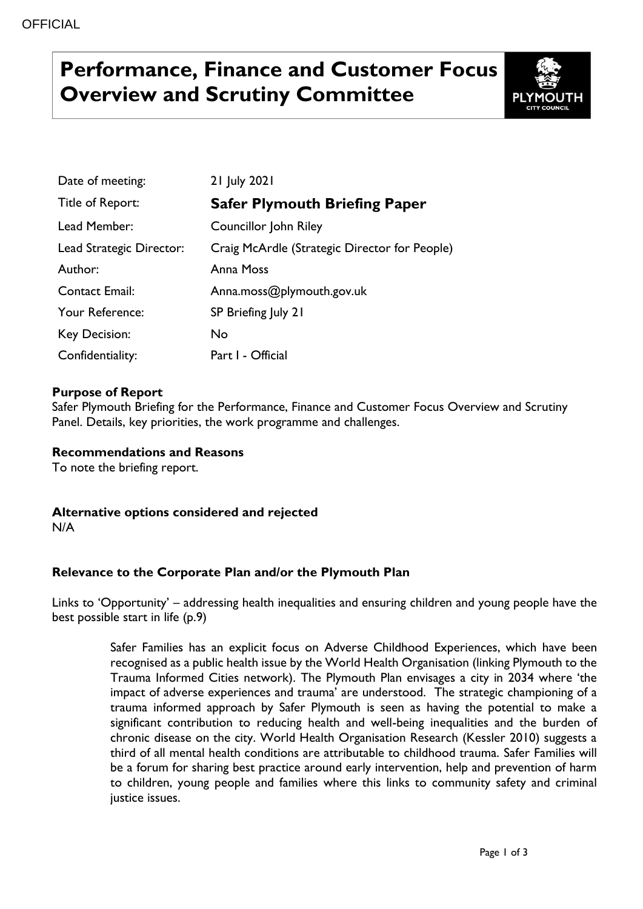OFFICIAL

# Performance, Finance and Customer Focus Overview and Scrutiny Committee

| | |
|---|---|
| Date of meeting: | 21 July 2021 |
| Title of Report: | **Safer Plymouth Briefing Paper** |
| Lead Member: | Councillor John Riley |
| Lead Strategic Director: | Craig McArdle (Strategic Director for People) |
| Author: | Anna Moss |
| Contact Email: | Anna.moss@plymouth.gov.uk |
| Your Reference: | SP Briefing July 21 |
| Key Decision: | No |
| Confidentiality: | Part I - Official |

**Purpose of Report**

Safer Plymouth Briefing for the Performance, Finance and Customer Focus Overview and Scrutiny Panel. Details, key priorities, the work programme and challenges.

**Recommendations and Reasons**

To note the briefing report.

**Alternative options considered and rejected**

N/A

**Relevance to the Corporate Plan and/or the Plymouth Plan**

Links to 'Opportunity' – addressing health inequalities and ensuring children and young people have the best possible start in life (p.9)

> Safer Families has an explicit focus on Adverse Childhood Experiences, which have been recognised as a public health issue by the World Health Organisation (linking Plymouth to the Trauma Informed Cities network). The Plymouth Plan envisages a city in 2034 where 'the impact of adverse experiences and trauma' are understood. The strategic championing of a trauma informed approach by Safer Plymouth is seen as having the potential to make a significant contribution to reducing health and well-being inequalities and the burden of chronic disease on the city. World Health Organisation Research (Kessler 2010) suggests a third of all mental health conditions are attributable to childhood trauma. Safer Families will be a forum for sharing best practice around early intervention, help and prevention of harm to children, young people and families where this links to community safety and criminal justice issues.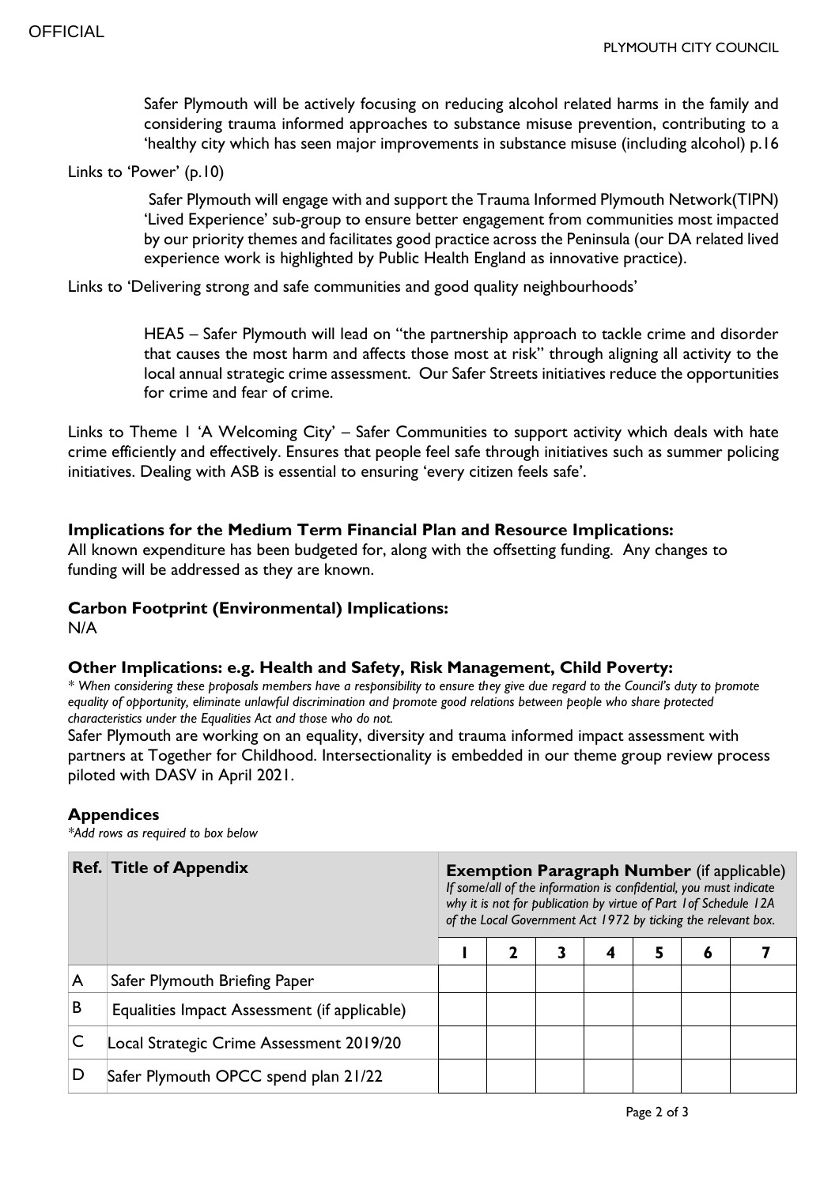Safer Plymouth will be actively focusing on reducing alcohol related harms in the family and considering trauma informed approaches to substance misuse prevention, contributing to a 'healthy city which has seen major improvements in substance misuse (including alcohol) p.16

Links to 'Power' (p.10)

Safer Plymouth will engage with and support the Trauma Informed Plymouth Network(TIPN) 'Lived Experience' sub-group to ensure better engagement from communities most impacted by our priority themes and facilitates good practice across the Peninsula (our DA related lived experience work is highlighted by Public Health England as innovative practice).

Links to 'Delivering strong and safe communities and good quality neighbourhoods'

HEA5 – Safer Plymouth will lead on "the partnership approach to tackle crime and disorder that causes the most harm and affects those most at risk" through aligning all activity to the local annual strategic crime assessment. Our Safer Streets initiatives reduce the opportunities for crime and fear of crime.

Links to Theme 1 'A Welcoming City' – Safer Communities to support activity which deals with hate crime efficiently and effectively. Ensures that people feel safe through initiatives such as summer policing initiatives. Dealing with ASB is essential to ensuring 'every citizen feels safe'.

**Implications for the Medium Term Financial Plan and Resource Implications:**
All known expenditure has been budgeted for, along with the offsetting funding. Any changes to funding will be addressed as they are known.

**Carbon Footprint (Environmental) Implications:**
N/A

**Other Implications: e.g. Health and Safety, Risk Management, Child Poverty:**
*\* When considering these proposals members have a responsibility to ensure they give due regard to the Council's duty to promote equality of opportunity, eliminate unlawful discrimination and promote good relations between people who share protected characteristics under the Equalities Act and those who do not.*
Safer Plymouth are working on an equality, diversity and trauma informed impact assessment with partners at Together for Childhood. Intersectionality is embedded in our theme group review process piloted with DASV in April 2021.

**Appendices**
*\*Add rows as required to box below*

| Ref. | Title of Appendix | **Exemption Paragraph Number** (if applicable) *If some/all of the information is confidential, you must indicate why it is not for publication by virtue of Part 1of Schedule 12A of the Local Government Act 1972 by ticking the relevant box.* | | | | | | |
|---|---|---|---|---|---|---|---|---|
| | | 1 | 2 | 3 | 4 | 5 | 6 | 7 |
| A | Safer Plymouth Briefing Paper | | | | | | | |
| B | Equalities Impact Assessment (if applicable) | | | | | | | |
| C | Local Strategic Crime Assessment 2019/20 | | | | | | | |
| D | Safer Plymouth OPCC spend plan 21/22 | | | | | | | |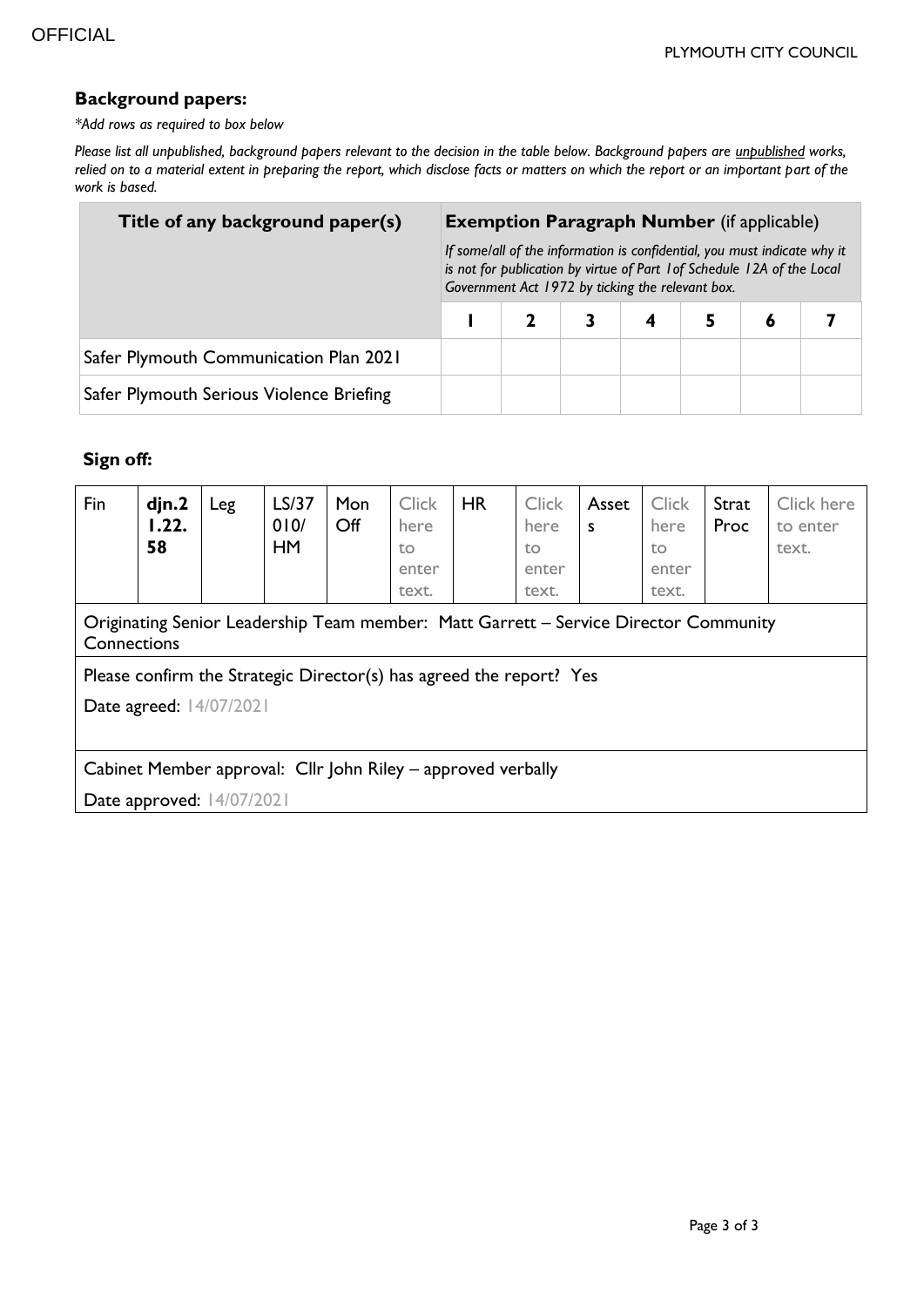### Background papers:

*\*Add rows as required to box below*

*Please list all unpublished, background papers relevant to the decision in the table below. Background papers are unpublished works, relied on to a material extent in preparing the report, which disclose facts or matters on which the report or an important part of the work is based.*

| Title of any background paper(s) | Exemption Paragraph Number (if applicable) *If some/all of the information is confidential, you must indicate why it is not for publication by virtue of Part 1of Schedule 12A of the Local Government Act 1972 by ticking the relevant box.* | | | | | | |
|---|---|---|---|---|---|---|---|
| | 1 | 2 | 3 | 4 | 5 | 6 | 7 |
| Safer Plymouth Communication Plan 2021 | | | | | | | |
| Safer Plymouth Serious Violence Briefing | | | | | | | |

### Sign off:

| Fin | djn.21.22.58 | Leg | LS/37010/HM | Mon Off | Click here to enter text. | HR | Click here to enter text. | Assets | Click here to enter text. | Strat Proc | Click here to enter text. |
|---|---|---|---|---|---|---|---|---|---|---|---|

Originating Senior Leadership Team member: Matt Garrett – Service Director Community Connections

Please confirm the Strategic Director(s) has agreed the report? Yes

Date agreed: 14/07/2021

Cabinet Member approval: Cllr John Riley – approved verbally

Date approved: 14/07/2021